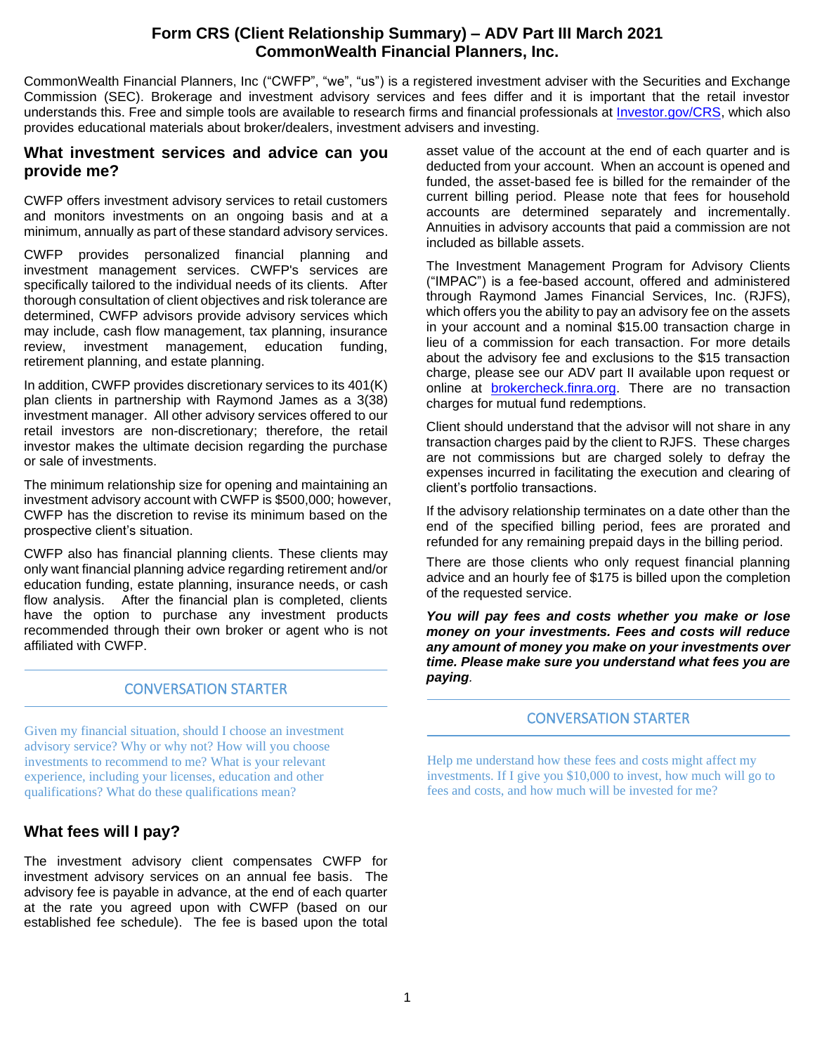# Form CRS (Client Relationship Summary) – ADV Part III March 2021
## CommonWealth Financial Planners, Inc.

CommonWealth Financial Planners, Inc ("CWFP", "we", "us") is a registered investment adviser with the Securities and Exchange Commission (SEC). Brokerage and investment advisory services and fees differ and it is important that the retail investor understands this. Free and simple tools are available to research firms and financial professionals at Investor.gov/CRS, which also provides educational materials about broker/dealers, investment advisers and investing.

## What investment services and advice can you provide me?

CWFP offers investment advisory services to retail customers and monitors investments on an ongoing basis and at a minimum, annually as part of these standard advisory services.

CWFP provides personalized financial planning and investment management services. CWFP's services are specifically tailored to the individual needs of its clients. After thorough consultation of client objectives and risk tolerance are determined, CWFP advisors provide advisory services which may include, cash flow management, tax planning, insurance review, investment management, education funding, retirement planning, and estate planning.

In addition, CWFP provides discretionary services to its 401(K) plan clients in partnership with Raymond James as a 3(38) investment manager. All other advisory services offered to our retail investors are non-discretionary; therefore, the retail investor makes the ultimate decision regarding the purchase or sale of investments.

The minimum relationship size for opening and maintaining an investment advisory account with CWFP is $500,000; however, CWFP has the discretion to revise its minimum based on the prospective client's situation.

CWFP also has financial planning clients. These clients may only want financial planning advice regarding retirement and/or education funding, estate planning, insurance needs, or cash flow analysis. After the financial plan is completed, clients have the option to purchase any investment products recommended through their own broker or agent who is not affiliated with CWFP.

### CONVERSATION STARTER

Given my financial situation, should I choose an investment advisory service? Why or why not? How will you choose investments to recommend to me? What is your relevant experience, including your licenses, education and other qualifications? What do these qualifications mean?

## What fees will I pay?

The investment advisory client compensates CWFP for investment advisory services on an annual fee basis. The advisory fee is payable in advance, at the end of each quarter at the rate you agreed upon with CWFP (based on our established fee schedule). The fee is based upon the total asset value of the account at the end of each quarter and is deducted from your account. When an account is opened and funded, the asset-based fee is billed for the remainder of the current billing period. Please note that fees for household accounts are determined separately and incrementally. Annuities in advisory accounts that paid a commission are not included as billable assets.

The Investment Management Program for Advisory Clients ("IMPAC") is a fee-based account, offered and administered through Raymond James Financial Services, Inc. (RJFS), which offers you the ability to pay an advisory fee on the assets in your account and a nominal $15.00 transaction charge in lieu of a commission for each transaction. For more details about the advisory fee and exclusions to the $15 transaction charge, please see our ADV part II available upon request or online at brokercheck.finra.org. There are no transaction charges for mutual fund redemptions.

Client should understand that the advisor will not share in any transaction charges paid by the client to RJFS. These charges are not commissions but are charged solely to defray the expenses incurred in facilitating the execution and clearing of client's portfolio transactions.

If the advisory relationship terminates on a date other than the end of the specified billing period, fees are prorated and refunded for any remaining prepaid days in the billing period.

There are those clients who only request financial planning advice and an hourly fee of $175 is billed upon the completion of the requested service.

***You will pay fees and costs whether you make or lose money on your investments. Fees and costs will reduce any amount of money you make on your investments over time. Please make sure you understand what fees you are paying.***

### CONVERSATION STARTER

Help me understand how these fees and costs might affect my investments. If I give you $10,000 to invest, how much will go to fees and costs, and how much will be invested for me?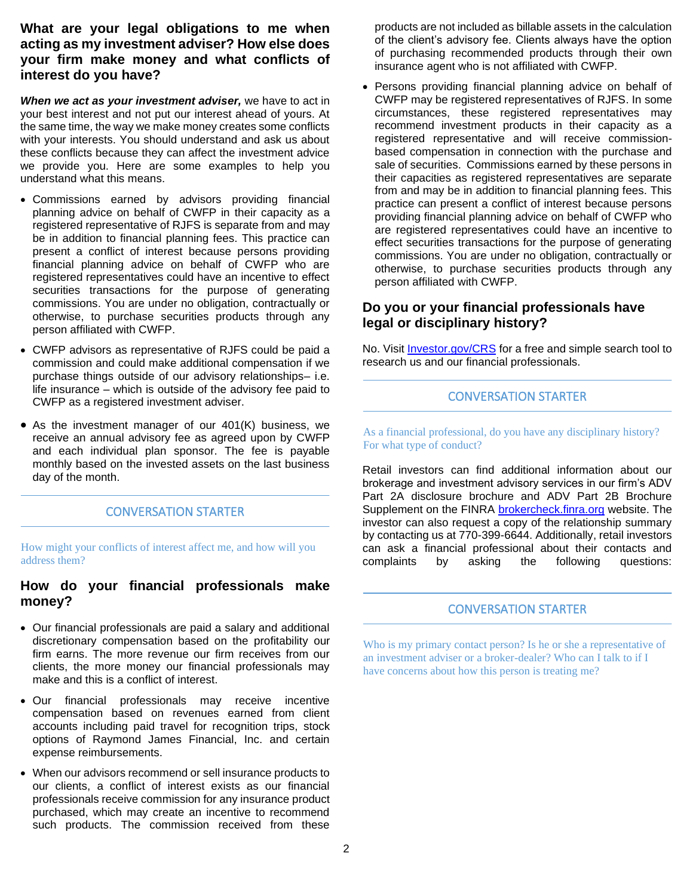## What are your legal obligations to me when acting as my investment adviser? How else does your firm make money and what conflicts of interest do you have?

***When we act as your investment adviser,*** we have to act in your best interest and not put our interest ahead of yours. At the same time, the way we make money creates some conflicts with your interests. You should understand and ask us about these conflicts because they can affect the investment advice we provide you. Here are some examples to help you understand what this means.

- Commissions earned by advisors providing financial planning advice on behalf of CWFP in their capacity as a registered representative of RJFS is separate from and may be in addition to financial planning fees. This practice can present a conflict of interest because persons providing financial planning advice on behalf of CWFP who are registered representatives could have an incentive to effect securities transactions for the purpose of generating commissions. You are under no obligation, contractually or otherwise, to purchase securities products through any person affiliated with CWFP.
- CWFP advisors as representative of RJFS could be paid a commission and could make additional compensation if we purchase things outside of our advisory relationships– i.e. life insurance – which is outside of the advisory fee paid to CWFP as a registered investment adviser.
- As the investment manager of our 401(K) business, we receive an annual advisory fee as agreed upon by CWFP and each individual plan sponsor. The fee is payable monthly based on the invested assets on the last business day of the month.

### CONVERSATION STARTER

How might your conflicts of interest affect me, and how will you address them?

## How do your financial professionals make money?

- Our financial professionals are paid a salary and additional discretionary compensation based on the profitability our firm earns. The more revenue our firm receives from our clients, the more money our financial professionals may make and this is a conflict of interest.
- Our financial professionals may receive incentive compensation based on revenues earned from client accounts including paid travel for recognition trips, stock options of Raymond James Financial, Inc. and certain expense reimbursements.
- When our advisors recommend or sell insurance products to our clients, a conflict of interest exists as our financial professionals receive commission for any insurance product purchased, which may create an incentive to recommend such products. The commission received from these products are not included as billable assets in the calculation of the client's advisory fee. Clients always have the option of purchasing recommended products through their own insurance agent who is not affiliated with CWFP.
- Persons providing financial planning advice on behalf of CWFP may be registered representatives of RJFS. In some circumstances, these registered representatives may recommend investment products in their capacity as a registered representative and will receive commission-based compensation in connection with the purchase and sale of securities. Commissions earned by these persons in their capacities as registered representatives are separate from and may be in addition to financial planning fees. This practice can present a conflict of interest because persons providing financial planning advice on behalf of CWFP who are registered representatives could have an incentive to effect securities transactions for the purpose of generating commissions. You are under no obligation, contractually or otherwise, to purchase securities products through any person affiliated with CWFP.

## Do you or your financial professionals have legal or disciplinary history?

No. Visit [Investor.gov/CRS](https://www.investor.gov/CRS) for a free and simple search tool to research us and our financial professionals.

### CONVERSATION STARTER

As a financial professional, do you have any disciplinary history? For what type of conduct?

Retail investors can find additional information about our brokerage and investment advisory services in our firm's ADV Part 2A disclosure brochure and ADV Part 2B Brochure Supplement on the FINRA [brokercheck.finra.org](https://brokercheck.finra.org) website. The investor can also request a copy of the relationship summary by contacting us at 770-399-6644. Additionally, retail investors can ask a financial professional about their contacts and complaints by asking the following questions:

### CONVERSATION STARTER

Who is my primary contact person? Is he or she a representative of an investment adviser or a broker-dealer? Who can I talk to if I have concerns about how this person is treating me?